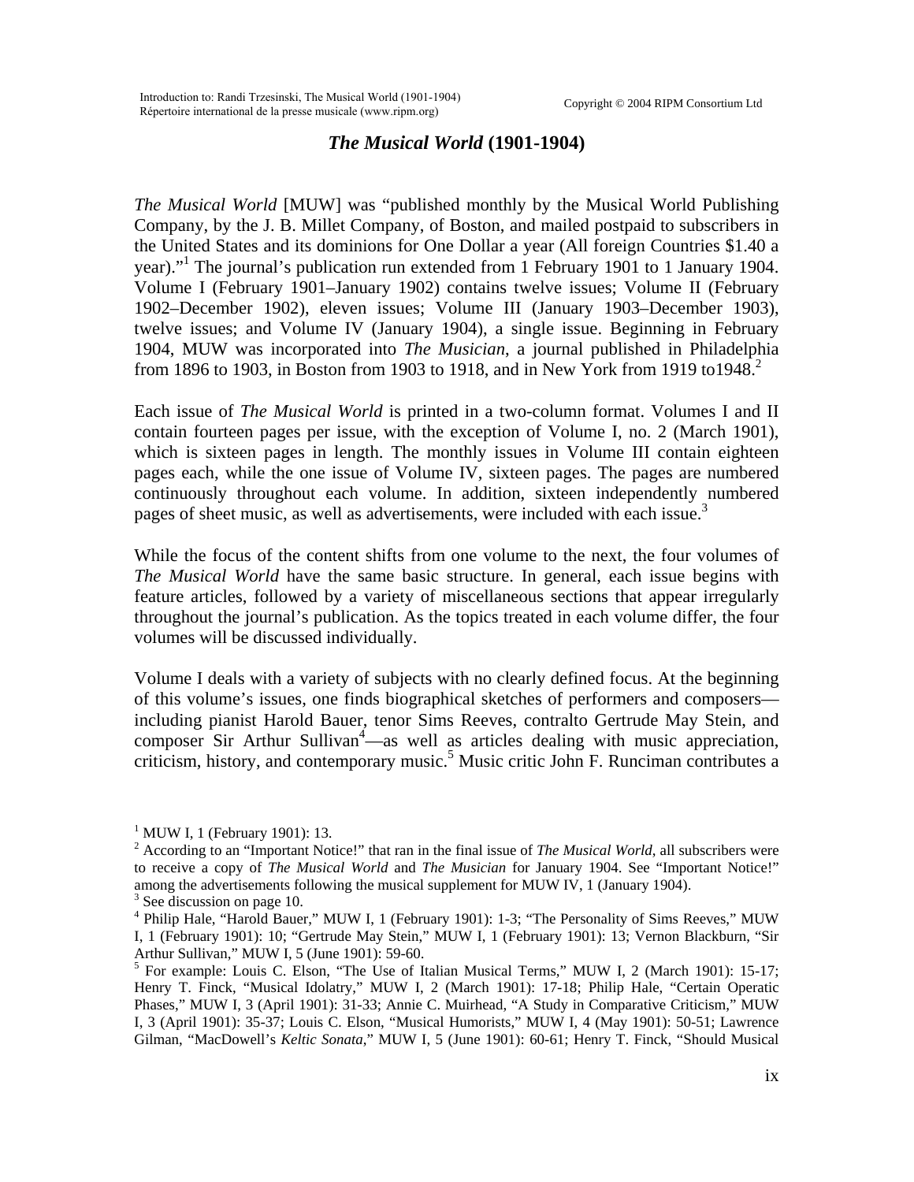# *The Musical World* (1901-1904)

*The Musical World* [MUW] was "published monthly by the Musical World Publishing Company, by the J. B. Millet Company, of Boston, and mailed postpaid to subscribers in the United States and its dominions for One Dollar a year (All foreign Countries $1.40 a year)."[1] The journal's publication run extended from 1 February 1901 to 1 January 1904. Volume I (February 1901–January 1902) contains twelve issues; Volume II (February 1902–December 1902), eleven issues; Volume III (January 1903–December 1903), twelve issues; and Volume IV (January 1904), a single issue. Beginning in February 1904, MUW was incorporated into *The Musician*, a journal published in Philadelphia from 1896 to 1903, in Boston from 1903 to 1918, and in New York from 1919 to1948.[2]

Each issue of *The Musical World* is printed in a two-column format. Volumes I and II contain fourteen pages per issue, with the exception of Volume I, no. 2 (March 1901), which is sixteen pages in length. The monthly issues in Volume III contain eighteen pages each, while the one issue of Volume IV, sixteen pages. The pages are numbered continuously throughout each volume. In addition, sixteen independently numbered pages of sheet music, as well as advertisements, were included with each issue.[3]

While the focus of the content shifts from one volume to the next, the four volumes of *The Musical World* have the same basic structure. In general, each issue begins with feature articles, followed by a variety of miscellaneous sections that appear irregularly throughout the journal's publication. As the topics treated in each volume differ, the four volumes will be discussed individually.

Volume I deals with a variety of subjects with no clearly defined focus. At the beginning of this volume's issues, one finds biographical sketches of performers and composers—including pianist Harold Bauer, tenor Sims Reeves, contralto Gertrude May Stein, and composer Sir Arthur Sullivan[4]—as well as articles dealing with music appreciation, criticism, history, and contemporary music.[5] Music critic John F. Runciman contributes a

---

[1] MUW I, 1 (February 1901): 13.

[2] According to an "Important Notice!" that ran in the final issue of *The Musical World*, all subscribers were to receive a copy of *The Musical World* and *The Musician* for January 1904. See "Important Notice!" among the advertisements following the musical supplement for MUW IV, 1 (January 1904).

[3] See discussion on page 10.

[4] Philip Hale, "Harold Bauer," MUW I, 1 (February 1901): 1-3; "The Personality of Sims Reeves," MUW I, 1 (February 1901): 10; "Gertrude May Stein," MUW I, 1 (February 1901): 13; Vernon Blackburn, "Sir Arthur Sullivan," MUW I, 5 (June 1901): 59-60.

[5] For example: Louis C. Elson, "The Use of Italian Musical Terms," MUW I, 2 (March 1901): 15-17; Henry T. Finck, "Musical Idolatry," MUW I, 2 (March 1901): 17-18; Philip Hale, "Certain Operatic Phases," MUW I, 3 (April 1901): 31-33; Annie C. Muirhead, "A Study in Comparative Criticism," MUW I, 3 (April 1901): 35-37; Louis C. Elson, "Musical Humorists," MUW I, 4 (May 1901): 50-51; Lawrence Gilman, "MacDowell's *Keltic Sonata*," MUW I, 5 (June 1901): 60-61; Henry T. Finck, "Should Musical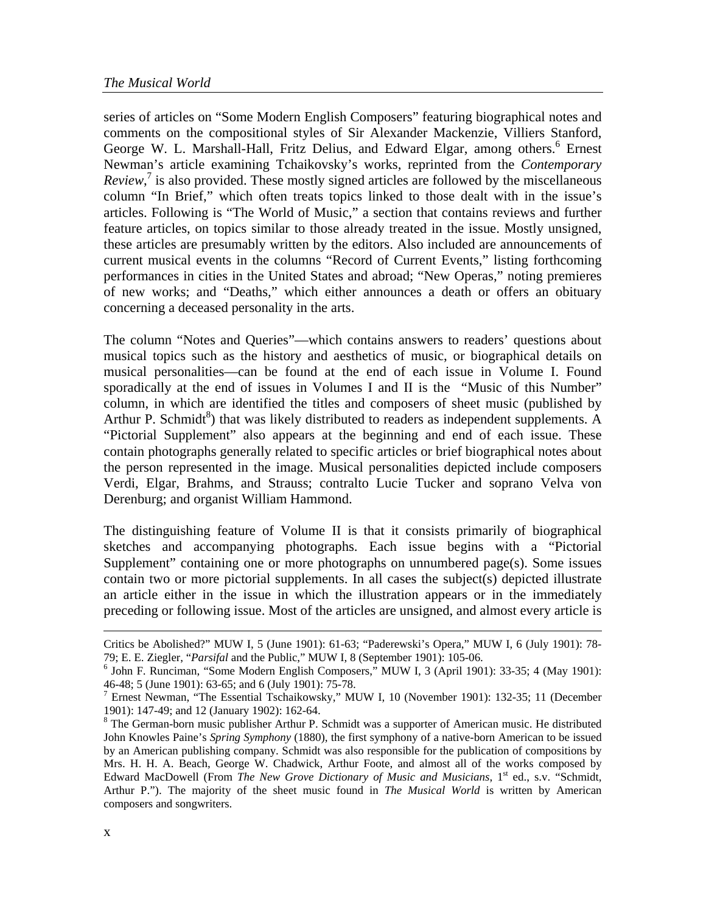series of articles on "Some Modern English Composers" featuring biographical notes and comments on the compositional styles of Sir Alexander Mackenzie, Villiers Stanford, George W. L. Marshall-Hall, Fritz Delius, and Edward Elgar, among others.[6] Ernest Newman's article examining Tchaikovsky's works, reprinted from the *Contemporary Review*,[7] is also provided. These mostly signed articles are followed by the miscellaneous column "In Brief," which often treats topics linked to those dealt with in the issue's articles. Following is "The World of Music," a section that contains reviews and further feature articles, on topics similar to those already treated in the issue. Mostly unsigned, these articles are presumably written by the editors. Also included are announcements of current musical events in the columns "Record of Current Events," listing forthcoming performances in cities in the United States and abroad; "New Operas," noting premieres of new works; and "Deaths," which either announces a death or offers an obituary concerning a deceased personality in the arts.

The column "Notes and Queries"—which contains answers to readers' questions about musical topics such as the history and aesthetics of music, or biographical details on musical personalities—can be found at the end of each issue in Volume I. Found sporadically at the end of issues in Volumes I and II is the "Music of this Number" column, in which are identified the titles and composers of sheet music (published by Arthur P. Schmidt[8]) that was likely distributed to readers as independent supplements. A "Pictorial Supplement" also appears at the beginning and end of each issue. These contain photographs generally related to specific articles or brief biographical notes about the person represented in the image. Musical personalities depicted include composers Verdi, Elgar, Brahms, and Strauss; contralto Lucie Tucker and soprano Velva von Derenburg; and organist William Hammond.

The distinguishing feature of Volume II is that it consists primarily of biographical sketches and accompanying photographs. Each issue begins with a "Pictorial Supplement" containing one or more photographs on unnumbered page(s). Some issues contain two or more pictorial supplements. In all cases the subject(s) depicted illustrate an article either in the issue in which the illustration appears or in the immediately preceding or following issue. Most of the articles are unsigned, and almost every article is

---

Critics be Abolished?" MUW I, 5 (June 1901): 61-63; "Paderewski's Opera," MUW I, 6 (July 1901): 78-79; E. E. Ziegler, "*Parsifal* and the Public," MUW I, 8 (September 1901): 105-06.

[6] John F. Runciman, "Some Modern English Composers," MUW I, 3 (April 1901): 33-35; 4 (May 1901): 46-48; 5 (June 1901): 63-65; and 6 (July 1901): 75-78.

[7] Ernest Newman, "The Essential Tschaikowsky," MUW I, 10 (November 1901): 132-35; 11 (December 1901): 147-49; and 12 (January 1902): 162-64.

[8] The German-born music publisher Arthur P. Schmidt was a supporter of American music. He distributed John Knowles Paine's *Spring Symphony* (1880), the first symphony of a native-born American to be issued by an American publishing company. Schmidt was also responsible for the publication of compositions by Mrs. H. H. A. Beach, George W. Chadwick, Arthur Foote, and almost all of the works composed by Edward MacDowell (From *The New Grove Dictionary of Music and Musicians*, 1st ed., s.v. "Schmidt, Arthur P."). The majority of the sheet music found in *The Musical World* is written by American composers and songwriters.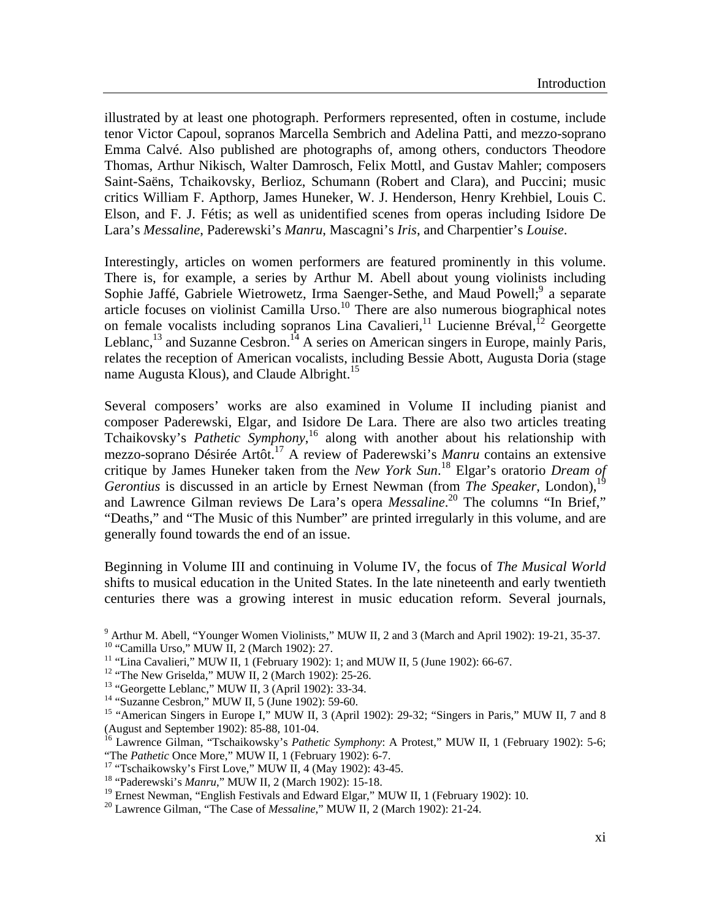illustrated by at least one photograph. Performers represented, often in costume, include tenor Victor Capoul, sopranos Marcella Sembrich and Adelina Patti, and mezzo-soprano Emma Calvé. Also published are photographs of, among others, conductors Theodore Thomas, Arthur Nikisch, Walter Damrosch, Felix Mottl, and Gustav Mahler; composers Saint-Saëns, Tchaikovsky, Berlioz, Schumann (Robert and Clara), and Puccini; music critics William F. Apthorp, James Huneker, W. J. Henderson, Henry Krehbiel, Louis C. Elson, and F. J. Fétis; as well as unidentified scenes from operas including Isidore De Lara's *Messaline*, Paderewski's *Manru*, Mascagni's *Iris*, and Charpentier's *Louise*.

Interestingly, articles on women performers are featured prominently in this volume. There is, for example, a series by Arthur M. Abell about young violinists including Sophie Jaffé, Gabriele Wietrowetz, Irma Saenger-Sethe, and Maud Powell;[9] a separate article focuses on violinist Camilla Urso.[10] There are also numerous biographical notes on female vocalists including sopranos Lina Cavalieri,[11] Lucienne Bréval,[12] Georgette Leblanc,[13] and Suzanne Cesbron.[14] A series on American singers in Europe, mainly Paris, relates the reception of American vocalists, including Bessie Abott, Augusta Doria (stage name Augusta Klous), and Claude Albright.[15]

Several composers' works are also examined in Volume II including pianist and composer Paderewski, Elgar, and Isidore De Lara. There are also two articles treating Tchaikovsky's *Pathetic Symphony*,[16] along with another about his relationship with mezzo-soprano Désirée Artôt.[17] A review of Paderewski's *Manru* contains an extensive critique by James Huneker taken from the *New York Sun*.[18] Elgar's oratorio *Dream of Gerontius* is discussed in an article by Ernest Newman (from *The Speaker*, London),[19] and Lawrence Gilman reviews De Lara's opera *Messaline*.[20] The columns "In Brief," "Deaths," and "The Music of this Number" are printed irregularly in this volume, and are generally found towards the end of an issue.

Beginning in Volume III and continuing in Volume IV, the focus of *The Musical World* shifts to musical education in the United States. In the late nineteenth and early twentieth centuries there was a growing interest in music education reform. Several journals,

[9] Arthur M. Abell, "Younger Women Violinists," MUW II, 2 and 3 (March and April 1902): 19-21, 35-37.
[10] "Camilla Urso," MUW II, 2 (March 1902): 27.
[11] "Lina Cavalieri," MUW II, 1 (February 1902): 1; and MUW II, 5 (June 1902): 66-67.
[12] "The New Griselda," MUW II, 2 (March 1902): 25-26.
[13] "Georgette Leblanc," MUW II, 3 (April 1902): 33-34.
[14] "Suzanne Cesbron," MUW II, 5 (June 1902): 59-60.
[15] "American Singers in Europe I," MUW II, 3 (April 1902): 29-32; "Singers in Paris," MUW II, 7 and 8 (August and September 1902): 85-88, 101-04.
[16] Lawrence Gilman, "Tschaikowsky's *Pathetic Symphony*: A Protest," MUW II, 1 (February 1902): 5-6; "The *Pathetic* Once More," MUW II, 1 (February 1902): 6-7.
[17] "Tschaikowsky's First Love," MUW II, 4 (May 1902): 43-45.
[18] "Paderewski's *Manru*," MUW II, 2 (March 1902): 15-18.
[19] Ernest Newman, "English Festivals and Edward Elgar," MUW II, 1 (February 1902): 10.
[20] Lawrence Gilman, "The Case of *Messaline*," MUW II, 2 (March 1902): 21-24.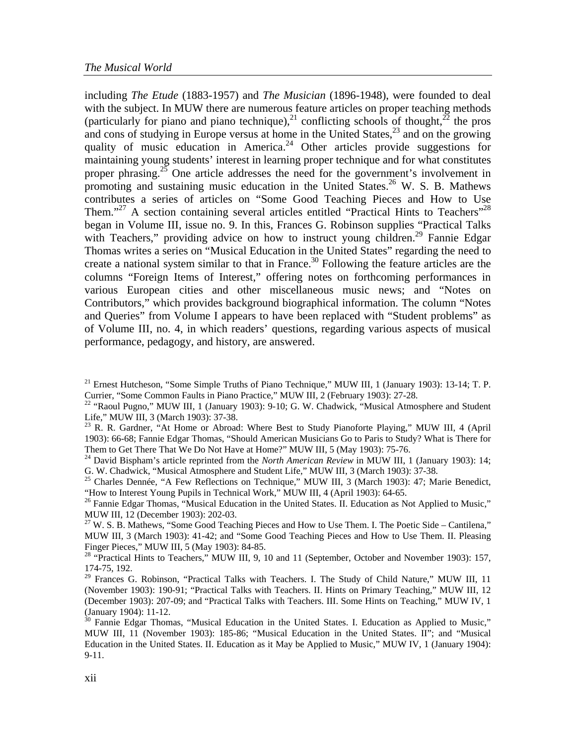including *The Etude* (1883-1957) and *The Musician* (1896-1948), were founded to deal with the subject. In MUW there are numerous feature articles on proper teaching methods (particularly for piano and piano technique),[21] conflicting schools of thought,[22] the pros and cons of studying in Europe versus at home in the United States,[23] and on the growing quality of music education in America.[24] Other articles provide suggestions for maintaining young students' interest in learning proper technique and for what constitutes proper phrasing.[25] One article addresses the need for the government's involvement in promoting and sustaining music education in the United States.[26] W. S. B. Mathews contributes a series of articles on "Some Good Teaching Pieces and How to Use Them."[27] A section containing several articles entitled "Practical Hints to Teachers"[28] began in Volume III, issue no. 9. In this, Frances G. Robinson supplies "Practical Talks with Teachers," providing advice on how to instruct young children.[29] Fannie Edgar Thomas writes a series on "Musical Education in the United States" regarding the need to create a national system similar to that in France.[30] Following the feature articles are the columns "Foreign Items of Interest," offering notes on forthcoming performances in various European cities and other miscellaneous music news; and "Notes on Contributors," which provides background biographical information. The column "Notes and Queries" from Volume I appears to have been replaced with "Student problems" as of Volume III, no. 4, in which readers' questions, regarding various aspects of musical performance, pedagogy, and history, are answered.

---

[21] Ernest Hutcheson, "Some Simple Truths of Piano Technique," MUW III, 1 (January 1903): 13-14; T. P. Currier, "Some Common Faults in Piano Practice," MUW III, 2 (February 1903): 27-28.

[22] "Raoul Pugno," MUW III, 1 (January 1903): 9-10; G. W. Chadwick, "Musical Atmosphere and Student Life," MUW III, 3 (March 1903): 37-38.

[23] R. R. Gardner, "At Home or Abroad: Where Best to Study Pianoforte Playing," MUW III, 4 (April 1903): 66-68; Fannie Edgar Thomas, "Should American Musicians Go to Paris to Study? What is There for Them to Get There That We Do Not Have at Home?" MUW III, 5 (May 1903): 75-76.

[24] David Bispham's article reprinted from the *North American Review* in MUW III, 1 (January 1903): 14; G. W. Chadwick, "Musical Atmosphere and Student Life," MUW III, 3 (March 1903): 37-38.

[25] Charles Dennée, "A Few Reflections on Technique," MUW III, 3 (March 1903): 47; Marie Benedict, "How to Interest Young Pupils in Technical Work," MUW III, 4 (April 1903): 64-65.

[26] Fannie Edgar Thomas, "Musical Education in the United States. II. Education as Not Applied to Music," MUW III, 12 (December 1903): 202-03.

[27] W. S. B. Mathews, "Some Good Teaching Pieces and How to Use Them. I. The Poetic Side – Cantilena," MUW III, 3 (March 1903): 41-42; and "Some Good Teaching Pieces and How to Use Them. II. Pleasing Finger Pieces," MUW III, 5 (May 1903): 84-85.

[28] "Practical Hints to Teachers," MUW III, 9, 10 and 11 (September, October and November 1903): 157, 174-75, 192.

[29] Frances G. Robinson, "Practical Talks with Teachers. I. The Study of Child Nature," MUW III, 11 (November 1903): 190-91; "Practical Talks with Teachers. II. Hints on Primary Teaching," MUW III, 12 (December 1903): 207-09; and "Practical Talks with Teachers. III. Some Hints on Teaching," MUW IV, 1 (January 1904): 11-12.

[30] Fannie Edgar Thomas, "Musical Education in the United States. I. Education as Applied to Music," MUW III, 11 (November 1903): 185-86; "Musical Education in the United States. II"; and "Musical Education in the United States. II. Education as it May be Applied to Music," MUW IV, 1 (January 1904): 9-11.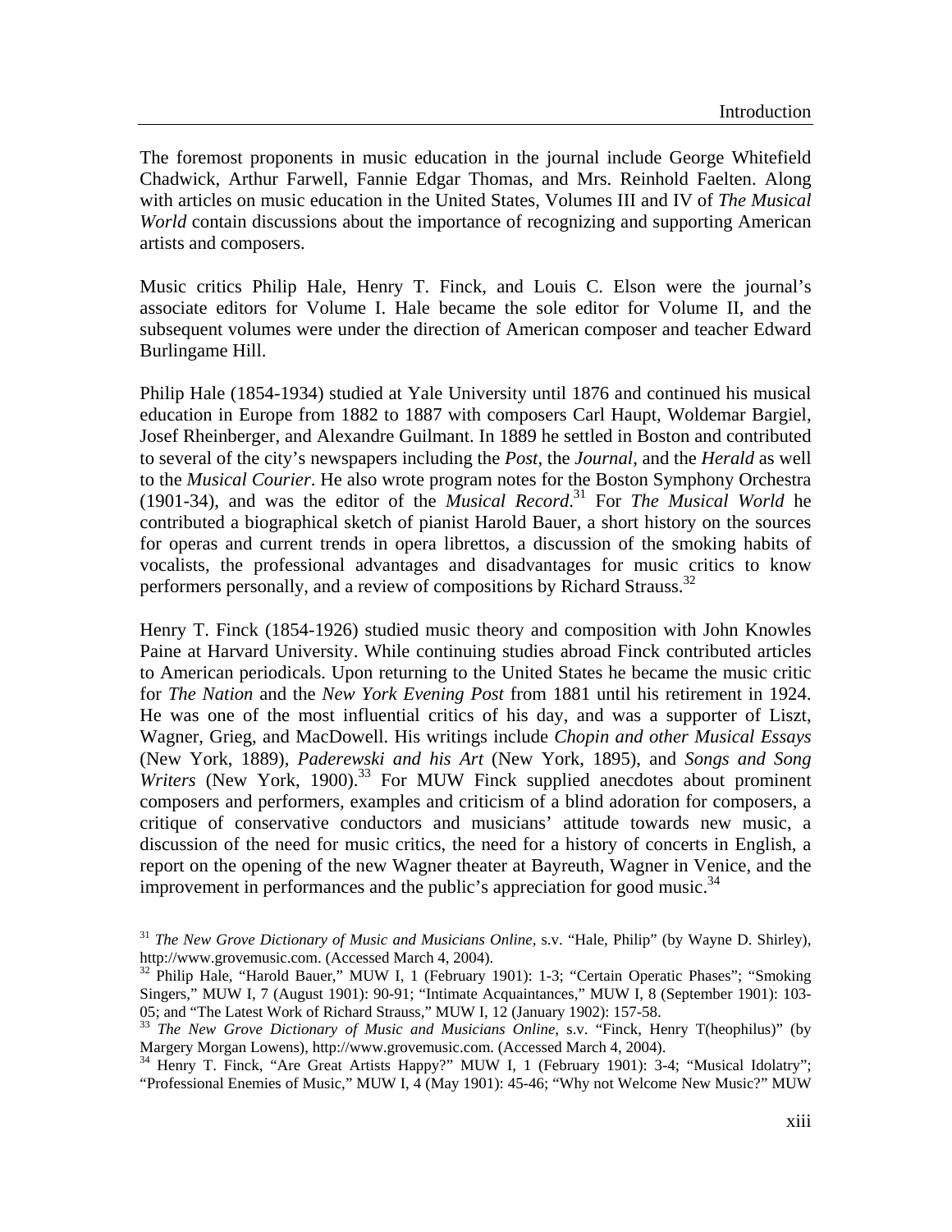The foremost proponents in music education in the journal include George Whitefield Chadwick, Arthur Farwell, Fannie Edgar Thomas, and Mrs. Reinhold Faelten. Along with articles on music education in the United States, Volumes III and IV of *The Musical World* contain discussions about the importance of recognizing and supporting American artists and composers.

Music critics Philip Hale, Henry T. Finck, and Louis C. Elson were the journal's associate editors for Volume I. Hale became the sole editor for Volume II, and the subsequent volumes were under the direction of American composer and teacher Edward Burlingame Hill.

Philip Hale (1854-1934) studied at Yale University until 1876 and continued his musical education in Europe from 1882 to 1887 with composers Carl Haupt, Woldemar Bargiel, Josef Rheinberger, and Alexandre Guilmant. In 1889 he settled in Boston and contributed to several of the city's newspapers including the *Post*, the *Journal*, and the *Herald* as well to the *Musical Courier*. He also wrote program notes for the Boston Symphony Orchestra (1901-34), and was the editor of the *Musical Record*.[31] For *The Musical World* he contributed a biographical sketch of pianist Harold Bauer, a short history on the sources for operas and current trends in opera librettos, a discussion of the smoking habits of vocalists, the professional advantages and disadvantages for music critics to know performers personally, and a review of compositions by Richard Strauss.[32]

Henry T. Finck (1854-1926) studied music theory and composition with John Knowles Paine at Harvard University. While continuing studies abroad Finck contributed articles to American periodicals. Upon returning to the United States he became the music critic for *The Nation* and the *New York Evening Post* from 1881 until his retirement in 1924. He was one of the most influential critics of his day, and was a supporter of Liszt, Wagner, Grieg, and MacDowell. His writings include *Chopin and other Musical Essays* (New York, 1889), *Paderewski and his Art* (New York, 1895), and *Songs and Song Writers* (New York, 1900).[33] For MUW Finck supplied anecdotes about prominent composers and performers, examples and criticism of a blind adoration for composers, a critique of conservative conductors and musicians' attitude towards new music, a discussion of the need for music critics, the need for a history of concerts in English, a report on the opening of the new Wagner theater at Bayreuth, Wagner in Venice, and the improvement in performances and the public's appreciation for good music.[34]

[31] *The New Grove Dictionary of Music and Musicians Online*, s.v. "Hale, Philip" (by Wayne D. Shirley), http://www.grovemusic.com. (Accessed March 4, 2004).

[32] Philip Hale, "Harold Bauer," MUW I, 1 (February 1901): 1-3; "Certain Operatic Phases"; "Smoking Singers," MUW I, 7 (August 1901): 90-91; "Intimate Acquaintances," MUW I, 8 (September 1901): 103-05; and "The Latest Work of Richard Strauss," MUW I, 12 (January 1902): 157-58.

[33] *The New Grove Dictionary of Music and Musicians Online*, s.v. "Finck, Henry T(heophilus)" (by Margery Morgan Lowens), http://www.grovemusic.com. (Accessed March 4, 2004).

[34] Henry T. Finck, "Are Great Artists Happy?" MUW I, 1 (February 1901): 3-4; "Musical Idolatry"; "Professional Enemies of Music," MUW I, 4 (May 1901): 45-46; "Why not Welcome New Music?" MUW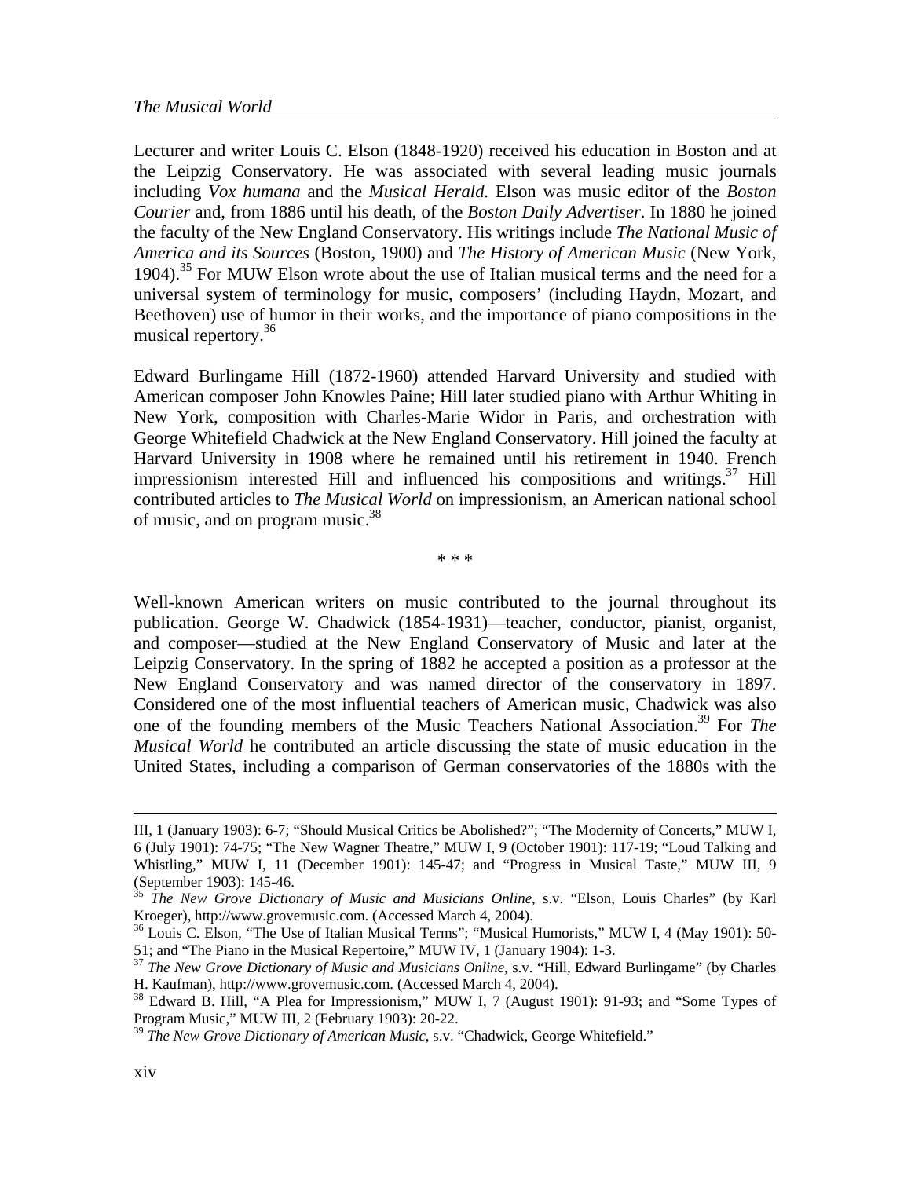Lecturer and writer Louis C. Elson (1848-1920) received his education in Boston and at the Leipzig Conservatory. He was associated with several leading music journals including *Vox humana* and the *Musical Herald*. Elson was music editor of the *Boston Courier* and, from 1886 until his death, of the *Boston Daily Advertiser*. In 1880 he joined the faculty of the New England Conservatory. His writings include *The National Music of America and its Sources* (Boston, 1900) and *The History of American Music* (New York, 1904).[35] For MUW Elson wrote about the use of Italian musical terms and the need for a universal system of terminology for music, composers' (including Haydn, Mozart, and Beethoven) use of humor in their works, and the importance of piano compositions in the musical repertory.[36]

Edward Burlingame Hill (1872-1960) attended Harvard University and studied with American composer John Knowles Paine; Hill later studied piano with Arthur Whiting in New York, composition with Charles-Marie Widor in Paris, and orchestration with George Whitefield Chadwick at the New England Conservatory. Hill joined the faculty at Harvard University in 1908 where he remained until his retirement in 1940. French impressionism interested Hill and influenced his compositions and writings.[37] Hill contributed articles to *The Musical World* on impressionism, an American national school of music, and on program music.[38]

\* \* \*

Well-known American writers on music contributed to the journal throughout its publication. George W. Chadwick (1854-1931)—teacher, conductor, pianist, organist, and composer—studied at the New England Conservatory of Music and later at the Leipzig Conservatory. In the spring of 1882 he accepted a position as a professor at the New England Conservatory and was named director of the conservatory in 1897. Considered one of the most influential teachers of American music, Chadwick was also one of the founding members of the Music Teachers National Association.[39] For *The Musical World* he contributed an article discussing the state of music education in the United States, including a comparison of German conservatories of the 1880s with the

---

III, 1 (January 1903): 6-7; "Should Musical Critics be Abolished?"; "The Modernity of Concerts," MUW I, 6 (July 1901): 74-75; "The New Wagner Theatre," MUW I, 9 (October 1901): 117-19; "Loud Talking and Whistling," MUW I, 11 (December 1901): 145-47; and "Progress in Musical Taste," MUW III, 9 (September 1903): 145-46.

[35] *The New Grove Dictionary of Music and Musicians Online*, s.v. "Elson, Louis Charles" (by Karl Kroeger), http://www.grovemusic.com. (Accessed March 4, 2004).

[36] Louis C. Elson, "The Use of Italian Musical Terms"; "Musical Humorists," MUW I, 4 (May 1901): 50-51; and "The Piano in the Musical Repertoire," MUW IV, 1 (January 1904): 1-3.

[37] *The New Grove Dictionary of Music and Musicians Online*, s.v. "Hill, Edward Burlingame" (by Charles H. Kaufman), http://www.grovemusic.com. (Accessed March 4, 2004).

[38] Edward B. Hill, "A Plea for Impressionism," MUW I, 7 (August 1901): 91-93; and "Some Types of Program Music," MUW III, 2 (February 1903): 20-22.

[39] *The New Grove Dictionary of American Music*, s.v. "Chadwick, George Whitefield."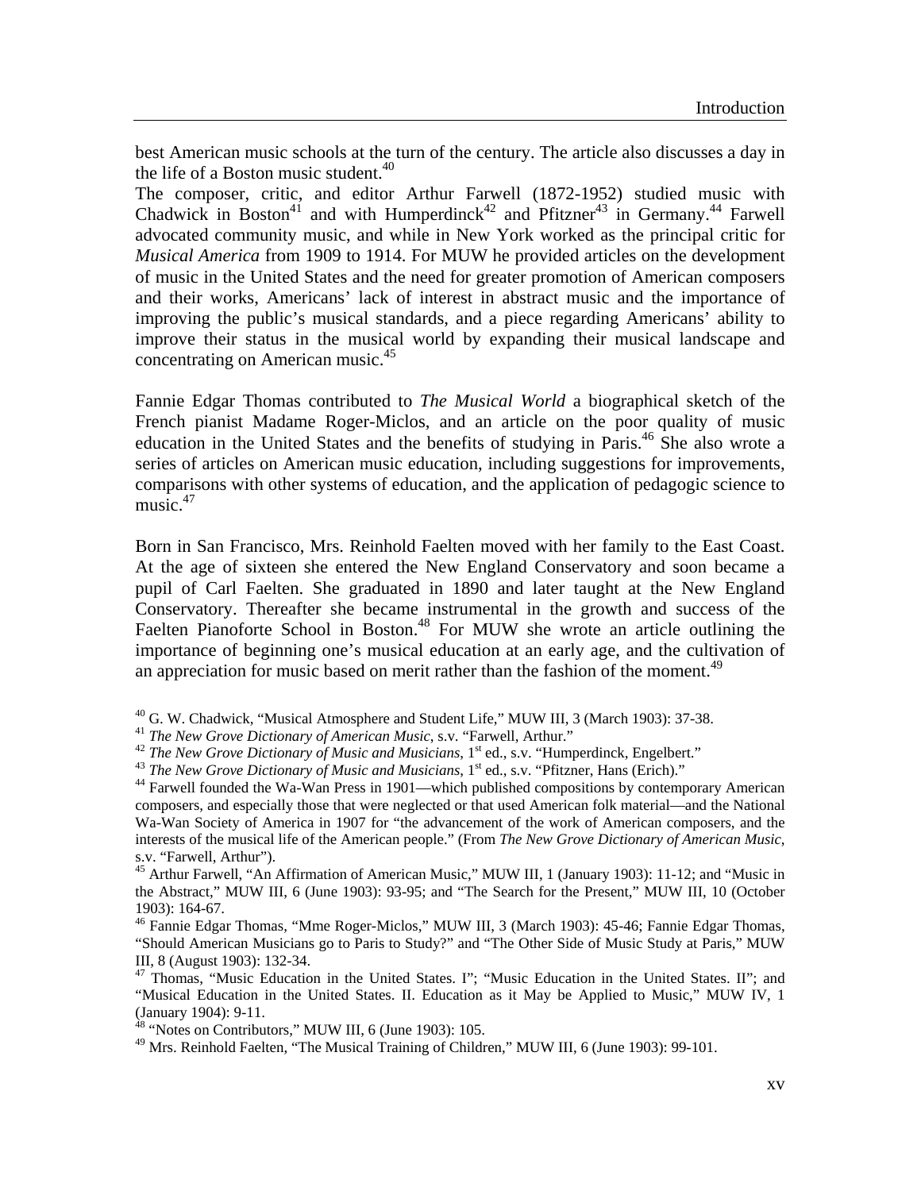best American music schools at the turn of the century. The article also discusses a day in the life of a Boston music student.[40]

The composer, critic, and editor Arthur Farwell (1872-1952) studied music with Chadwick in Boston[41] and with Humperdinck[42] and Pfitzner[43] in Germany.[44] Farwell advocated community music, and while in New York worked as the principal critic for *Musical America* from 1909 to 1914. For MUW he provided articles on the development of music in the United States and the need for greater promotion of American composers and their works, Americans' lack of interest in abstract music and the importance of improving the public's musical standards, and a piece regarding Americans' ability to improve their status in the musical world by expanding their musical landscape and concentrating on American music.[45]

Fannie Edgar Thomas contributed to *The Musical World* a biographical sketch of the French pianist Madame Roger-Miclos, and an article on the poor quality of music education in the United States and the benefits of studying in Paris.[46] She also wrote a series of articles on American music education, including suggestions for improvements, comparisons with other systems of education, and the application of pedagogic science to music.[47]

Born in San Francisco, Mrs. Reinhold Faelten moved with her family to the East Coast. At the age of sixteen she entered the New England Conservatory and soon became a pupil of Carl Faelten. She graduated in 1890 and later taught at the New England Conservatory. Thereafter she became instrumental in the growth and success of the Faelten Pianoforte School in Boston.[48] For MUW she wrote an article outlining the importance of beginning one's musical education at an early age, and the cultivation of an appreciation for music based on merit rather than the fashion of the moment.[49]

---

[40] G. W. Chadwick, "Musical Atmosphere and Student Life," MUW III, 3 (March 1903): 37-38.

[41] *The New Grove Dictionary of American Music*, s.v. "Farwell, Arthur."

[42] *The New Grove Dictionary of Music and Musicians*, 1st ed., s.v. "Humperdinck, Engelbert."

[43] *The New Grove Dictionary of Music and Musicians*, 1st ed., s.v. "Pfitzner, Hans (Erich)."

[44] Farwell founded the Wa-Wan Press in 1901—which published compositions by contemporary American composers, and especially those that were neglected or that used American folk material—and the National Wa-Wan Society of America in 1907 for "the advancement of the work of American composers, and the interests of the musical life of the American people." (From *The New Grove Dictionary of American Music*, s.v. "Farwell, Arthur").

[45] Arthur Farwell, "An Affirmation of American Music," MUW III, 1 (January 1903): 11-12; and "Music in the Abstract," MUW III, 6 (June 1903): 93-95; and "The Search for the Present," MUW III, 10 (October 1903): 164-67.

[46] Fannie Edgar Thomas, "Mme Roger-Miclos," MUW III, 3 (March 1903): 45-46; Fannie Edgar Thomas, "Should American Musicians go to Paris to Study?" and "The Other Side of Music Study at Paris," MUW III, 8 (August 1903): 132-34.

[47] Thomas, "Music Education in the United States. I"; "Music Education in the United States. II"; and "Musical Education in the United States. II. Education as it May be Applied to Music," MUW IV, 1 (January 1904): 9-11.

[48] "Notes on Contributors," MUW III, 6 (June 1903): 105.

[49] Mrs. Reinhold Faelten, "The Musical Training of Children," MUW III, 6 (June 1903): 99-101.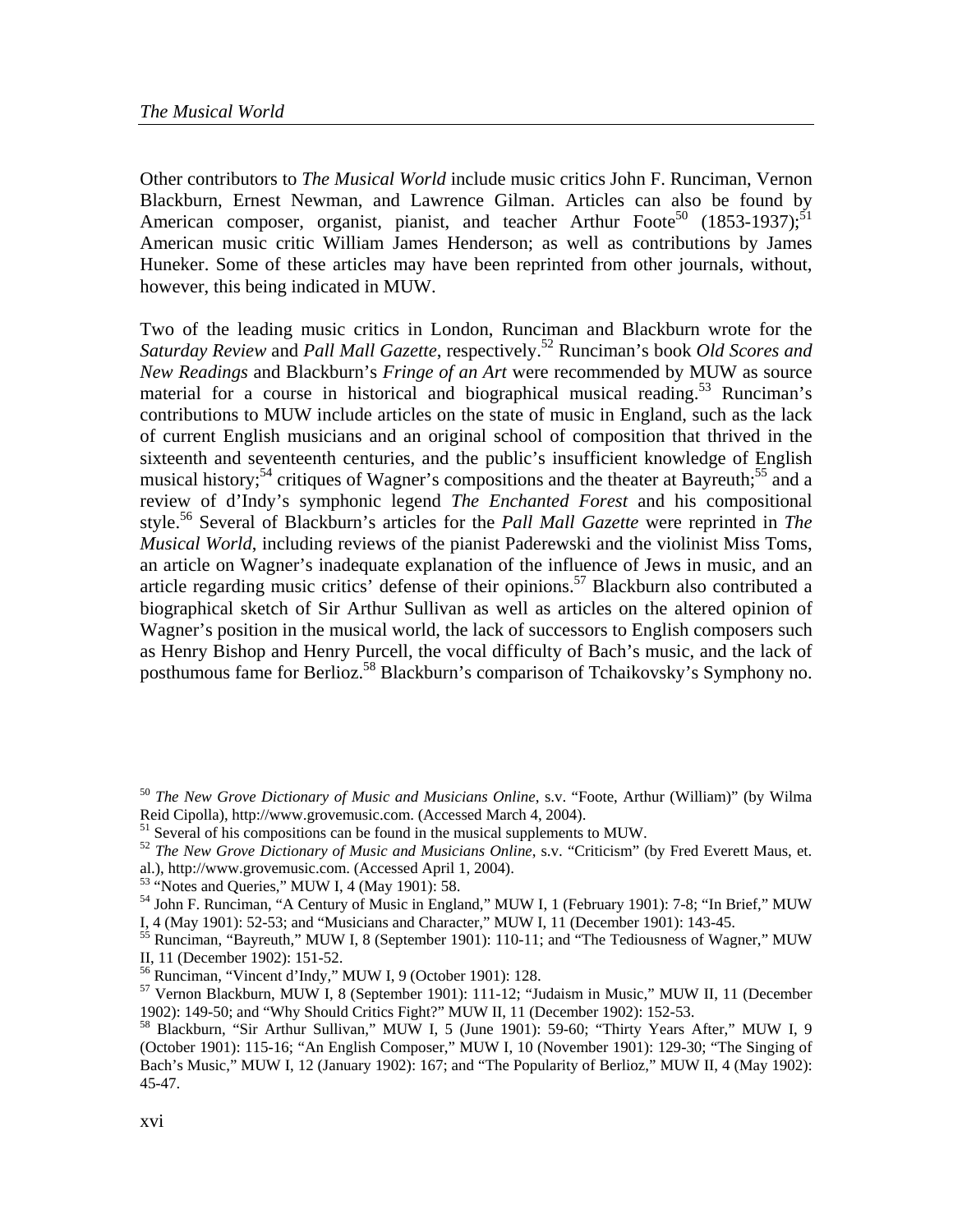Other contributors to *The Musical World* include music critics John F. Runciman, Vernon Blackburn, Ernest Newman, and Lawrence Gilman. Articles can also be found by American composer, organist, pianist, and teacher Arthur Foote[50] (1853-1937);[51] American music critic William James Henderson; as well as contributions by James Huneker. Some of these articles may have been reprinted from other journals, without, however, this being indicated in MUW.

Two of the leading music critics in London, Runciman and Blackburn wrote for the *Saturday Review* and *Pall Mall Gazette*, respectively.[52] Runciman's book *Old Scores and New Readings* and Blackburn's *Fringe of an Art* were recommended by MUW as source material for a course in historical and biographical musical reading.[53] Runciman's contributions to MUW include articles on the state of music in England, such as the lack of current English musicians and an original school of composition that thrived in the sixteenth and seventeenth centuries, and the public's insufficient knowledge of English musical history;[54] critiques of Wagner's compositions and the theater at Bayreuth;[55] and a review of d'Indy's symphonic legend *The Enchanted Forest* and his compositional style.[56] Several of Blackburn's articles for the *Pall Mall Gazette* were reprinted in *The Musical World*, including reviews of the pianist Paderewski and the violinist Miss Toms, an article on Wagner's inadequate explanation of the influence of Jews in music, and an article regarding music critics' defense of their opinions.[57] Blackburn also contributed a biographical sketch of Sir Arthur Sullivan as well as articles on the altered opinion of Wagner's position in the musical world, the lack of successors to English composers such as Henry Bishop and Henry Purcell, the vocal difficulty of Bach's music, and the lack of posthumous fame for Berlioz.[58] Blackburn's comparison of Tchaikovsky's Symphony no.

---

[50] *The New Grove Dictionary of Music and Musicians Online*, s.v. "Foote, Arthur (William)" (by Wilma Reid Cipolla), http://www.grovemusic.com. (Accessed March 4, 2004).

[51] Several of his compositions can be found in the musical supplements to MUW.

[52] *The New Grove Dictionary of Music and Musicians Online*, s.v. "Criticism" (by Fred Everett Maus, et. al.), http://www.grovemusic.com. (Accessed April 1, 2004).

[53] "Notes and Queries," MUW I, 4 (May 1901): 58.

[54] John F. Runciman, "A Century of Music in England," MUW I, 1 (February 1901): 7-8; "In Brief," MUW I, 4 (May 1901): 52-53; and "Musicians and Character," MUW I, 11 (December 1901): 143-45.

[55] Runciman, "Bayreuth," MUW I, 8 (September 1901): 110-11; and "The Tediousness of Wagner," MUW II, 11 (December 1902): 151-52.

[56] Runciman, "Vincent d'Indy," MUW I, 9 (October 1901): 128.

[57] Vernon Blackburn, MUW I, 8 (September 1901): 111-12; "Judaism in Music," MUW II, 11 (December 1902): 149-50; and "Why Should Critics Fight?" MUW II, 11 (December 1902): 152-53.

[58] Blackburn, "Sir Arthur Sullivan," MUW I, 5 (June 1901): 59-60; "Thirty Years After," MUW I, 9 (October 1901): 115-16; "An English Composer," MUW I, 10 (November 1901): 129-30; "The Singing of Bach's Music," MUW I, 12 (January 1902): 167; and "The Popularity of Berlioz," MUW II, 4 (May 1902): 45-47.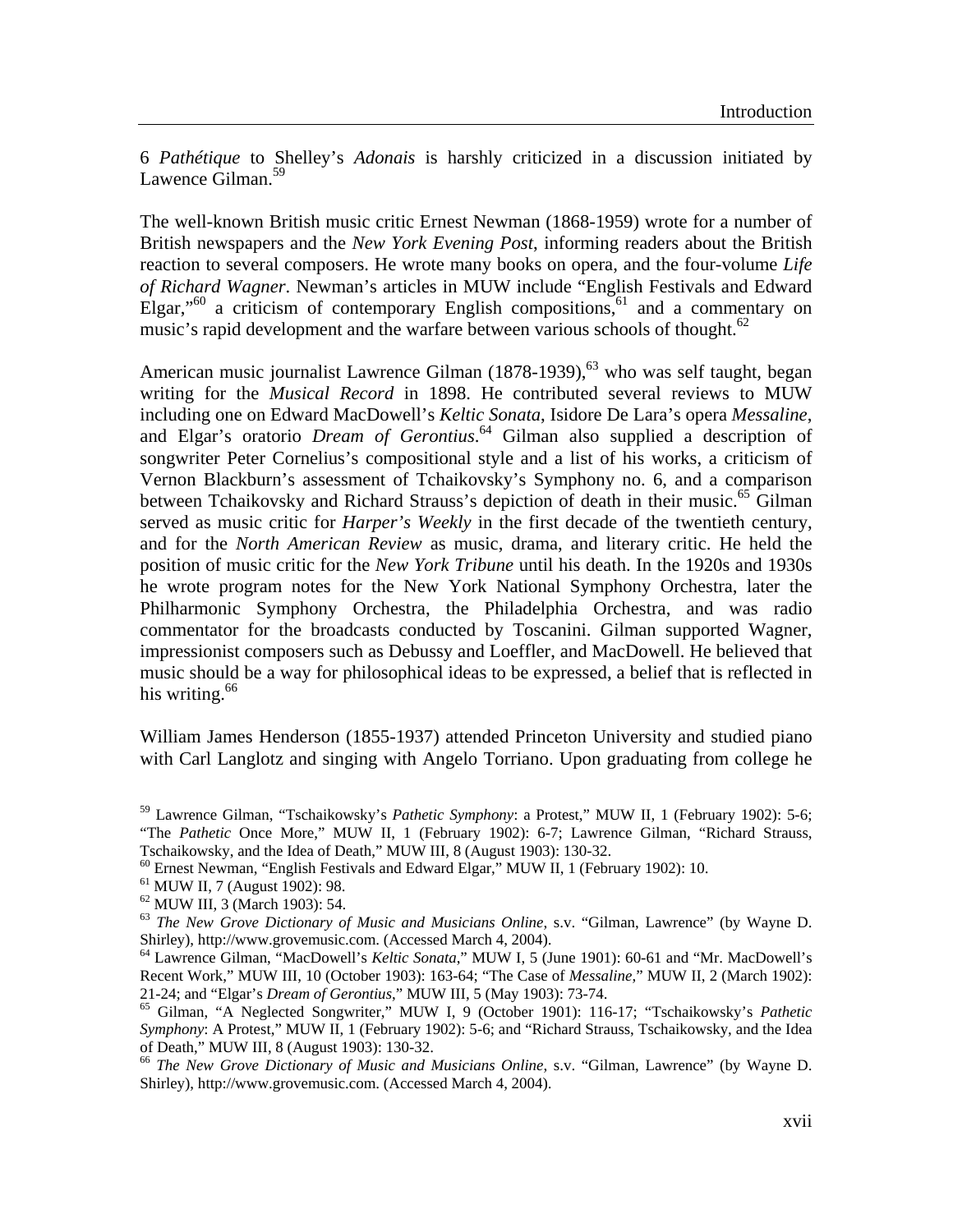6 *Pathétique* to Shelley's *Adonais* is harshly criticized in a discussion initiated by Lawence Gilman.[59]

The well-known British music critic Ernest Newman (1868-1959) wrote for a number of British newspapers and the *New York Evening Post*, informing readers about the British reaction to several composers. He wrote many books on opera, and the four-volume *Life of Richard Wagner*. Newman's articles in MUW include "English Festivals and Edward Elgar,"[60] a criticism of contemporary English compositions,[61] and a commentary on music's rapid development and the warfare between various schools of thought.[62]

American music journalist Lawrence Gilman (1878-1939),[63] who was self taught, began writing for the *Musical Record* in 1898. He contributed several reviews to MUW including one on Edward MacDowell's *Keltic Sonata*, Isidore De Lara's opera *Messaline*, and Elgar's oratorio *Dream of Gerontius*.[64] Gilman also supplied a description of songwriter Peter Cornelius's compositional style and a list of his works, a criticism of Vernon Blackburn's assessment of Tchaikovsky's Symphony no. 6, and a comparison between Tchaikovsky and Richard Strauss's depiction of death in their music.[65] Gilman served as music critic for *Harper's Weekly* in the first decade of the twentieth century, and for the *North American Review* as music, drama, and literary critic. He held the position of music critic for the *New York Tribune* until his death. In the 1920s and 1930s he wrote program notes for the New York National Symphony Orchestra, later the Philharmonic Symphony Orchestra, the Philadelphia Orchestra, and was radio commentator for the broadcasts conducted by Toscanini. Gilman supported Wagner, impressionist composers such as Debussy and Loeffler, and MacDowell. He believed that music should be a way for philosophical ideas to be expressed, a belief that is reflected in his writing.[66]

William James Henderson (1855-1937) attended Princeton University and studied piano with Carl Langlotz and singing with Angelo Torriano. Upon graduating from college he

[59] Lawrence Gilman, "Tschaikowsky's *Pathetic Symphony*: a Protest," MUW II, 1 (February 1902): 5-6; "The *Pathetic* Once More," MUW II, 1 (February 1902): 6-7; Lawrence Gilman, "Richard Strauss, Tschaikowsky, and the Idea of Death," MUW III, 8 (August 1903): 130-32.

[60] Ernest Newman, "English Festivals and Edward Elgar," MUW II, 1 (February 1902): 10.

[61] MUW II, 7 (August 1902): 98.

[62] MUW III, 3 (March 1903): 54.

[63] *The New Grove Dictionary of Music and Musicians Online*, s.v. "Gilman, Lawrence" (by Wayne D. Shirley), http://www.grovemusic.com. (Accessed March 4, 2004).

[64] Lawrence Gilman, "MacDowell's *Keltic Sonata*," MUW I, 5 (June 1901): 60-61 and "Mr. MacDowell's Recent Work," MUW III, 10 (October 1903): 163-64; "The Case of *Messaline*," MUW II, 2 (March 1902): 21-24; and "Elgar's *Dream of Gerontius*," MUW III, 5 (May 1903): 73-74.

[65] Gilman, "A Neglected Songwriter," MUW I, 9 (October 1901): 116-17; "Tschaikowsky's *Pathetic Symphony*: A Protest," MUW II, 1 (February 1902): 5-6; and "Richard Strauss, Tschaikowsky, and the Idea of Death," MUW III, 8 (August 1903): 130-32.

[66] *The New Grove Dictionary of Music and Musicians Online*, s.v. "Gilman, Lawrence" (by Wayne D. Shirley), http://www.grovemusic.com. (Accessed March 4, 2004).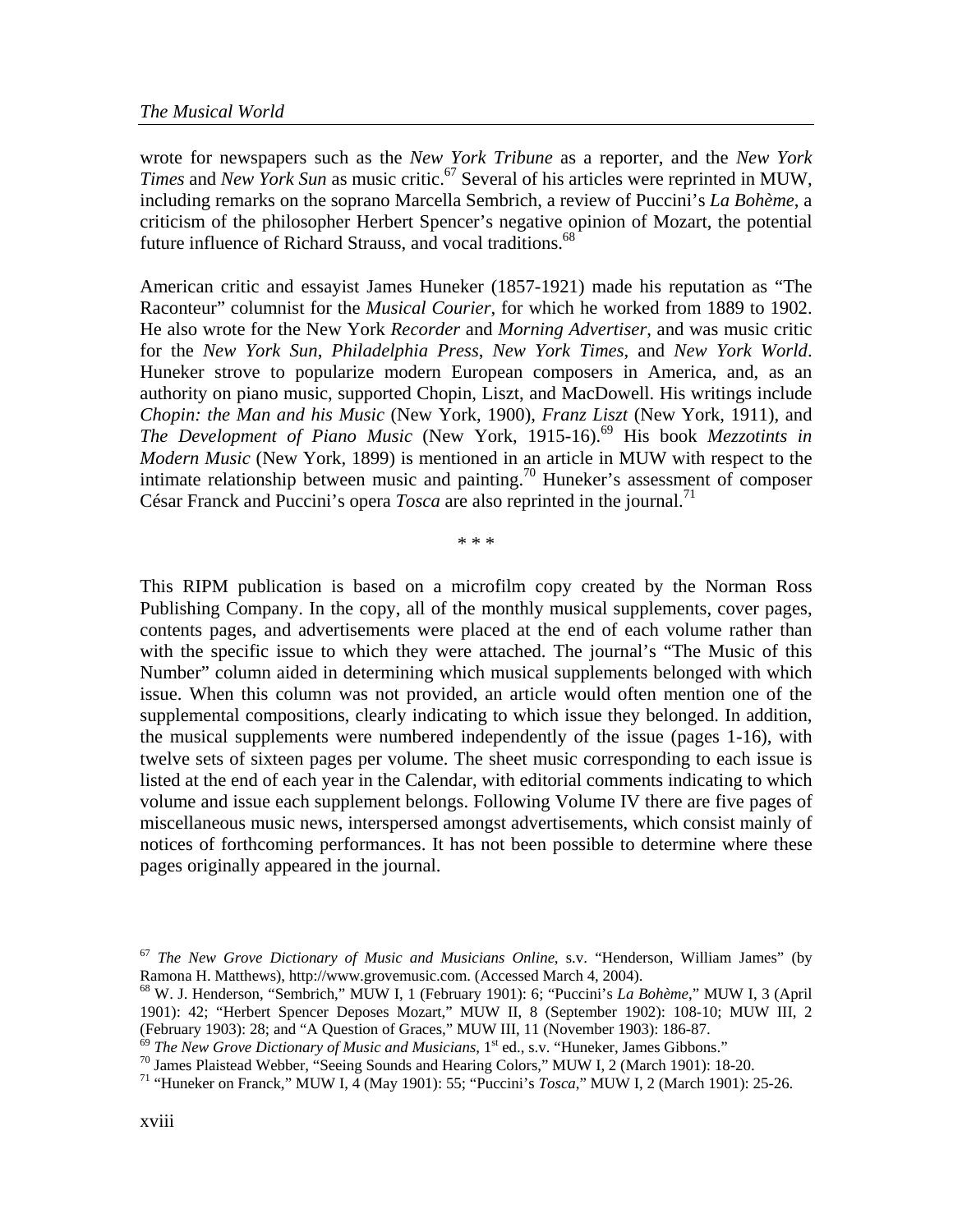wrote for newspapers such as the *New York Tribune* as a reporter, and the *New York Times* and *New York Sun* as music critic.[67] Several of his articles were reprinted in MUW, including remarks on the soprano Marcella Sembrich, a review of Puccini's *La Bohème*, a criticism of the philosopher Herbert Spencer's negative opinion of Mozart, the potential future influence of Richard Strauss, and vocal traditions.[68]

American critic and essayist James Huneker (1857-1921) made his reputation as "The Raconteur" columnist for the *Musical Courier*, for which he worked from 1889 to 1902. He also wrote for the New York *Recorder* and *Morning Advertiser*, and was music critic for the *New York Sun*, *Philadelphia Press*, *New York Times*, and *New York World*. Huneker strove to popularize modern European composers in America, and, as an authority on piano music, supported Chopin, Liszt, and MacDowell. His writings include *Chopin: the Man and his Music* (New York, 1900), *Franz Liszt* (New York, 1911), and *The Development of Piano Music* (New York, 1915-16).[69] His book *Mezzotints in Modern Music* (New York, 1899) is mentioned in an article in MUW with respect to the intimate relationship between music and painting.[70] Huneker's assessment of composer César Franck and Puccini's opera *Tosca* are also reprinted in the journal.[71]

\* \* \*

This RIPM publication is based on a microfilm copy created by the Norman Ross Publishing Company. In the copy, all of the monthly musical supplements, cover pages, contents pages, and advertisements were placed at the end of each volume rather than with the specific issue to which they were attached. The journal's "The Music of this Number" column aided in determining which musical supplements belonged with which issue. When this column was not provided, an article would often mention one of the supplemental compositions, clearly indicating to which issue they belonged. In addition, the musical supplements were numbered independently of the issue (pages 1-16), with twelve sets of sixteen pages per volume. The sheet music corresponding to each issue is listed at the end of each year in the Calendar, with editorial comments indicating to which volume and issue each supplement belongs. Following Volume IV there are five pages of miscellaneous music news, interspersed amongst advertisements, which consist mainly of notices of forthcoming performances. It has not been possible to determine where these pages originally appeared in the journal.

---

[67] *The New Grove Dictionary of Music and Musicians Online*, s.v. "Henderson, William James" (by Ramona H. Matthews), http://www.grovemusic.com. (Accessed March 4, 2004).

[68] W. J. Henderson, "Sembrich," MUW I, 1 (February 1901): 6; "Puccini's *La Bohème*," MUW I, 3 (April 1901): 42; "Herbert Spencer Deposes Mozart," MUW II, 8 (September 1902): 108-10; MUW III, 2 (February 1903): 28; and "A Question of Graces," MUW III, 11 (November 1903): 186-87.

[69] *The New Grove Dictionary of Music and Musicians*, 1st ed., s.v. "Huneker, James Gibbons."

[70] James Plaistead Webber, "Seeing Sounds and Hearing Colors," MUW I, 2 (March 1901): 18-20.

[71] "Huneker on Franck," MUW I, 4 (May 1901): 55; "Puccini's *Tosca*," MUW I, 2 (March 1901): 25-26.